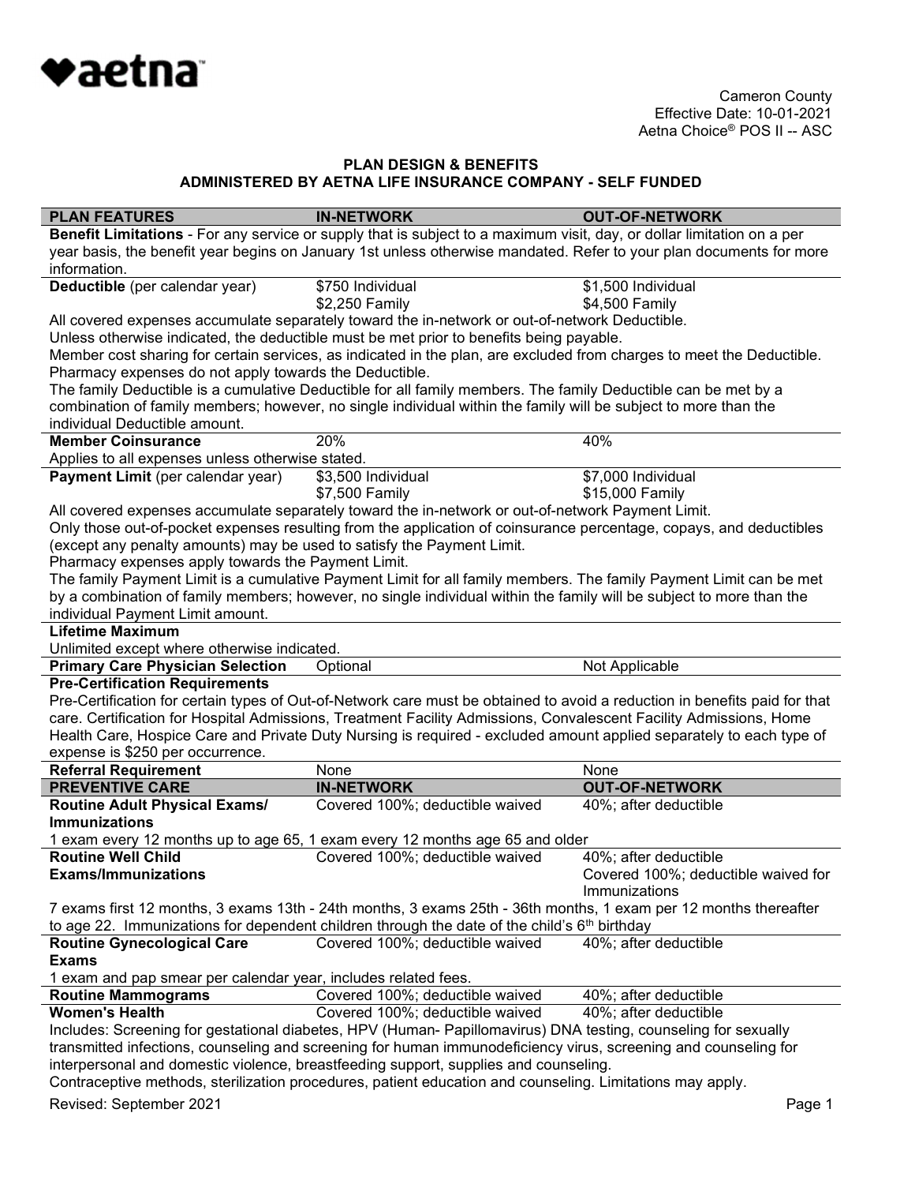♥aetna™

Cameron County
Effective Date: 10-01-2021
Aetna Choice® POS II -- ASC

## PLAN DESIGN & BENEFITS
## ADMINISTERED BY AETNA LIFE INSURANCE COMPANY - SELF FUNDED

| PLAN FEATURES | IN-NETWORK | OUT-OF-NETWORK |
|---|---|---|
| **Benefit Limitations** - For any service or supply that is subject to a maximum visit, day, or dollar limitation on a per year basis, the benefit year begins on January 1st unless otherwise mandated. Refer to your plan documents for more information. | | |
| **Deductible** (per calendar year) | $750 Individual<br>$2,250 Family | $1,500 Individual<br>$4,500 Family |
| All covered expenses accumulate separately toward the in-network or out-of-network Deductible.<br>Unless otherwise indicated, the deductible must be met prior to benefits being payable.<br>Member cost sharing for certain services, as indicated in the plan, are excluded from charges to meet the Deductible.<br>Pharmacy expenses do not apply towards the Deductible.<br>The family Deductible is a cumulative Deductible for all family members. The family Deductible can be met by a combination of family members; however, no single individual within the family will be subject to more than the individual Deductible amount. | | |
| **Member Coinsurance** | 20% | 40% |
| Applies to all expenses unless otherwise stated. | | |
| **Payment Limit** (per calendar year) | $3,500 Individual<br>$7,500 Family | $7,000 Individual<br>$15,000 Family |
| All covered expenses accumulate separately toward the in-network or out-of-network Payment Limit.<br>Only those out-of-pocket expenses resulting from the application of coinsurance percentage, copays, and deductibles (except any penalty amounts) may be used to satisfy the Payment Limit.<br>Pharmacy expenses apply towards the Payment Limit.<br>The family Payment Limit is a cumulative Payment Limit for all family members. The family Payment Limit can be met by a combination of family members; however, no single individual within the family will be subject to more than the individual Payment Limit amount. | | |
| **Lifetime Maximum** | | |
| Unlimited except where otherwise indicated. | | |
| **Primary Care Physician Selection** | Optional | Not Applicable |
| **Pre-Certification Requirements** | | |
| Pre-Certification for certain types of Out-of-Network care must be obtained to avoid a reduction in benefits paid for that care. Certification for Hospital Admissions, Treatment Facility Admissions, Convalescent Facility Admissions, Home Health Care, Hospice Care and Private Duty Nursing is required - excluded amount applied separately to each type of expense is $250 per occurrence. | | |
| **Referral Requirement** | None | None |
| **PREVENTIVE CARE** | **IN-NETWORK** | **OUT-OF-NETWORK** |
| **Routine Adult Physical Exams/ Immunizations** | Covered 100%; deductible waived | 40%; after deductible |
| 1 exam every 12 months up to age 65, 1 exam every 12 months age 65 and older | | |
| **Routine Well Child Exams/Immunizations** | Covered 100%; deductible waived | 40%; after deductible<br>Covered 100%; deductible waived for Immunizations |
| 7 exams first 12 months, 3 exams 13th - 24th months, 3 exams 25th - 36th months, 1 exam per 12 months thereafter to age 22. Immunizations for dependent children through the date of the child's 6th birthday | | |
| **Routine Gynecological Care Exams** | Covered 100%; deductible waived | 40%; after deductible |
| 1 exam and pap smear per calendar year, includes related fees. | | |
| **Routine Mammograms** | Covered 100%; deductible waived | 40%; after deductible |
| **Women's Health** | Covered 100%; deductible waived | 40%; after deductible |
| Includes: Screening for gestational diabetes, HPV (Human- Papillomavirus) DNA testing, counseling for sexually transmitted infections, counseling and screening for human immunodeficiency virus, screening and counseling for interpersonal and domestic violence, breastfeeding support, supplies and counseling.<br>Contraceptive methods, sterilization procedures, patient education and counseling. Limitations may apply. | | |

Revised: September 2021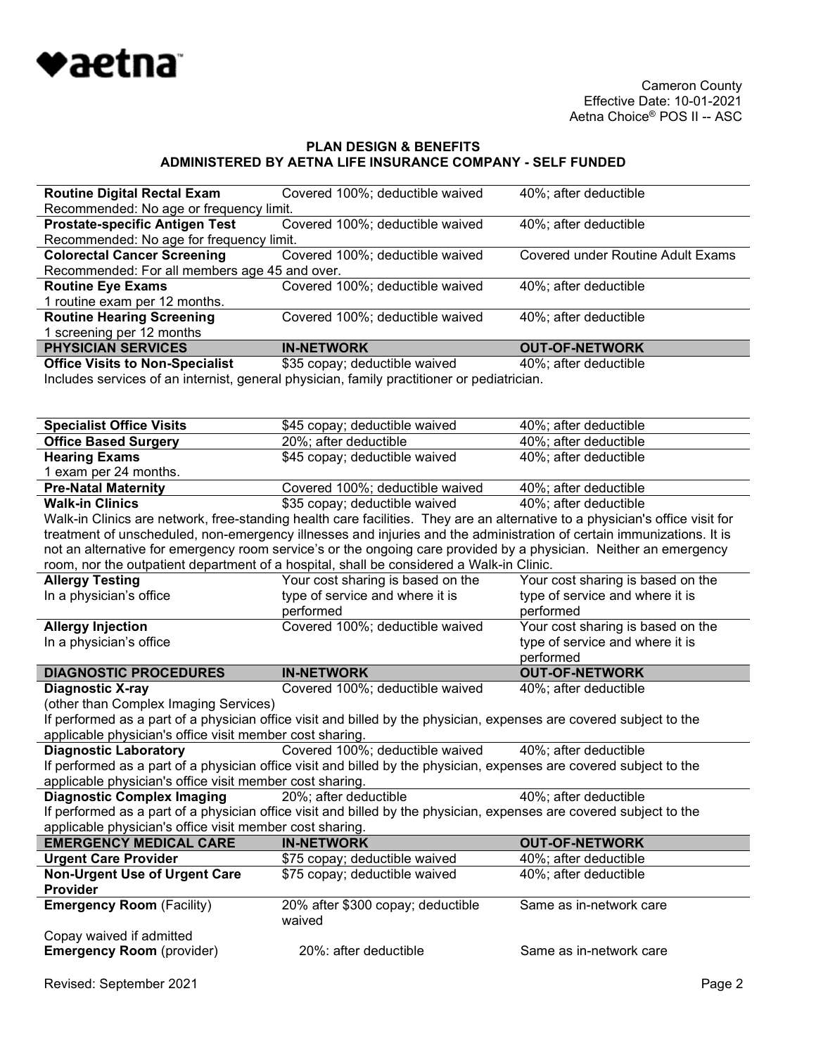Cameron County
Effective Date: 10-01-2021
Aetna Choice® POS II -- ASC

## PLAN DESIGN & BENEFITS
## ADMINISTERED BY AETNA LIFE INSURANCE COMPANY - SELF FUNDED

| | | |
|---|---|---|
| **Routine Digital Rectal Exam** | Covered 100%; deductible waived | 40%; after deductible |
| Recommended: No age or frequency limit. | | |
| **Prostate-specific Antigen Test** | Covered 100%; deductible waived | 40%; after deductible |
| Recommended: No age for frequency limit. | | |
| **Colorectal Cancer Screening** | Covered 100%; deductible waived | Covered under Routine Adult Exams |
| Recommended: For all members age 45 and over. | | |
| **Routine Eye Exams** | Covered 100%; deductible waived | 40%; after deductible |
| 1 routine exam per 12 months. | | |
| **Routine Hearing Screening** | Covered 100%; deductible waived | 40%; after deductible |
| 1 screening per 12 months | | |
| **PHYSICIAN SERVICES** | **IN-NETWORK** | **OUT-OF-NETWORK** |
| **Office Visits to Non-Specialist** | $35 copay; deductible waived | 40%; after deductible |
| Includes services of an internist, general physician, family practitioner or pediatrician. | | |
| **Specialist Office Visits** | $45 copay; deductible waived | 40%; after deductible |
| **Office Based Surgery** | 20%; after deductible | 40%; after deductible |
| **Hearing Exams** | $45 copay; deductible waived | 40%; after deductible |
| 1 exam per 24 months. | | |
| **Pre-Natal Maternity** | Covered 100%; deductible waived | 40%; after deductible |
| **Walk-in Clinics** | $35 copay; deductible waived | 40%; after deductible |
| Walk-in Clinics are network, free-standing health care facilities. They are an alternative to a physician's office visit for treatment of unscheduled, non-emergency illnesses and injuries and the administration of certain immunizations. It is not an alternative for emergency room service's or the ongoing care provided by a physician. Neither an emergency room, nor the outpatient department of a hospital, shall be considered a Walk-in Clinic. | | |
| **Allergy Testing** In a physician's office | Your cost sharing is based on the type of service and where it is performed | Your cost sharing is based on the type of service and where it is performed |
| **Allergy Injection** In a physician's office | Covered 100%; deductible waived | Your cost sharing is based on the type of service and where it is performed |
| **DIAGNOSTIC PROCEDURES** | **IN-NETWORK** | **OUT-OF-NETWORK** |
| **Diagnostic X-ray** (other than Complex Imaging Services) | Covered 100%; deductible waived | 40%; after deductible |
| If performed as a part of a physician office visit and billed by the physician, expenses are covered subject to the applicable physician's office visit member cost sharing. | | |
| **Diagnostic Laboratory** | Covered 100%; deductible waived | 40%; after deductible |
| If performed as a part of a physician office visit and billed by the physician, expenses are covered subject to the applicable physician's office visit member cost sharing. | | |
| **Diagnostic Complex Imaging** | 20%; after deductible | 40%; after deductible |
| If performed as a part of a physician office visit and billed by the physician, expenses are covered subject to the applicable physician's office visit member cost sharing. | | |
| **EMERGENCY MEDICAL CARE** | **IN-NETWORK** | **OUT-OF-NETWORK** |
| **Urgent Care Provider** | $75 copay; deductible waived | 40%; after deductible |
| **Non-Urgent Use of Urgent Care Provider** | $75 copay; deductible waived | 40%; after deductible |
| **Emergency Room** (Facility) | 20% after $300 copay; deductible waived | Same as in-network care |
| Copay waived if admitted | | |
| **Emergency Room** (provider) | 20%: after deductible | Same as in-network care |

Revised: September 2021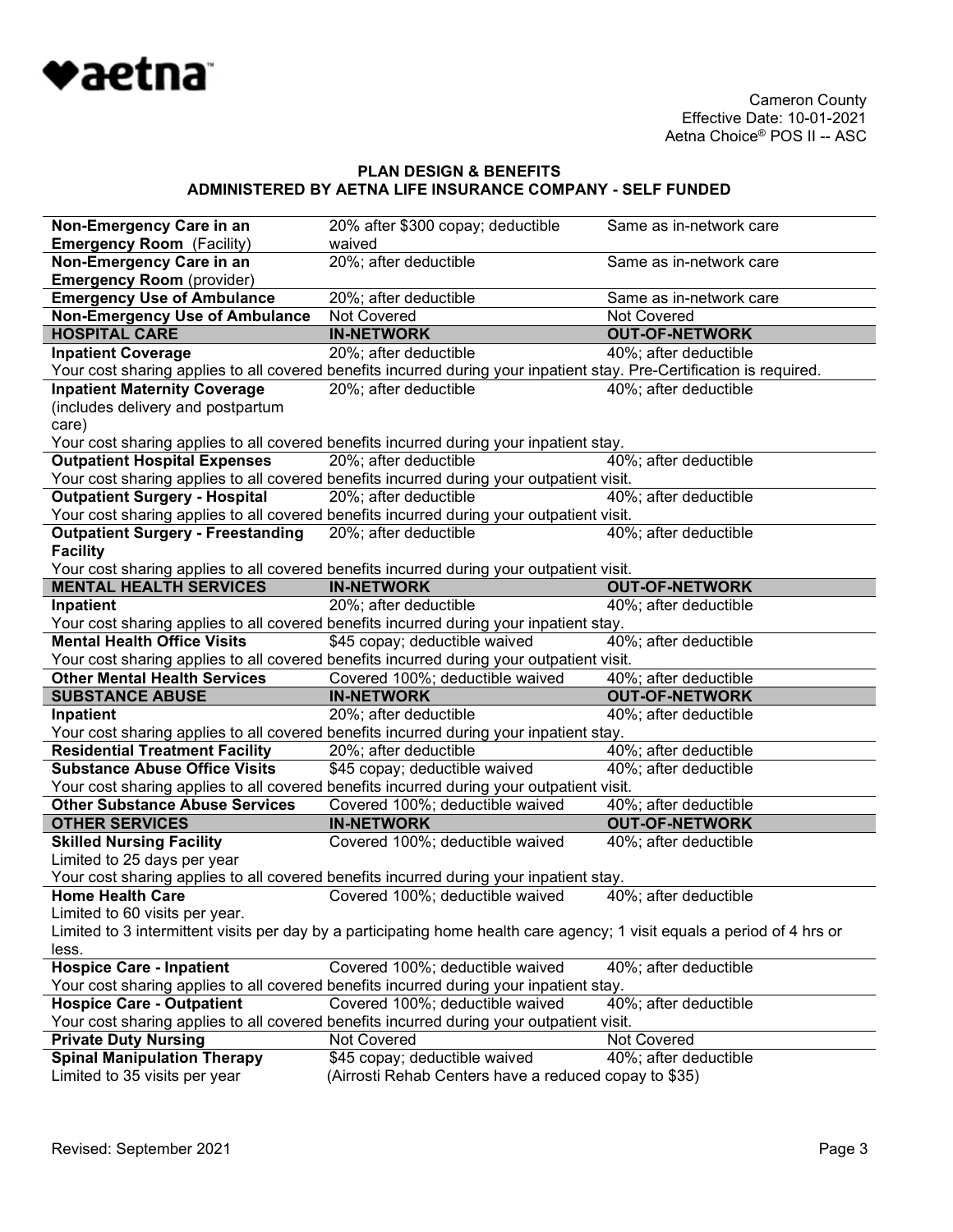Cameron County
Effective Date: 10-01-2021
Aetna Choice® POS II -- ASC

**PLAN DESIGN & BENEFITS**
**ADMINISTERED BY AETNA LIFE INSURANCE COMPANY - SELF FUNDED**

| | | |
|---|---|---|
| **Non-Emergency Care in an Emergency Room** (Facility) | 20% after $300 copay; deductible waived | Same as in-network care |
| **Non-Emergency Care in an Emergency Room** (provider) | 20%; after deductible | Same as in-network care |
| **Emergency Use of Ambulance** | 20%; after deductible | Same as in-network care |
| **Non-Emergency Use of Ambulance** | Not Covered | Not Covered |
| **HOSPITAL CARE** | **IN-NETWORK** | **OUT-OF-NETWORK** |
| **Inpatient Coverage** | 20%; after deductible | 40%; after deductible |
| Your cost sharing applies to all covered benefits incurred during your inpatient stay. Pre-Certification is required. | | |
| **Inpatient Maternity Coverage** (includes delivery and postpartum care) | 20%; after deductible | 40%; after deductible |
| Your cost sharing applies to all covered benefits incurred during your inpatient stay. | | |
| **Outpatient Hospital Expenses** | 20%; after deductible | 40%; after deductible |
| Your cost sharing applies to all covered benefits incurred during your outpatient visit. | | |
| **Outpatient Surgery - Hospital** | 20%; after deductible | 40%; after deductible |
| Your cost sharing applies to all covered benefits incurred during your outpatient visit. | | |
| **Outpatient Surgery - Freestanding Facility** | 20%; after deductible | 40%; after deductible |
| Your cost sharing applies to all covered benefits incurred during your outpatient visit. | | |
| **MENTAL HEALTH SERVICES** | **IN-NETWORK** | **OUT-OF-NETWORK** |
| **Inpatient** | 20%; after deductible | 40%; after deductible |
| Your cost sharing applies to all covered benefits incurred during your inpatient stay. | | |
| **Mental Health Office Visits** | $45 copay; deductible waived | 40%; after deductible |
| Your cost sharing applies to all covered benefits incurred during your outpatient visit. | | |
| **Other Mental Health Services** | Covered 100%; deductible waived | 40%; after deductible |
| **SUBSTANCE ABUSE** | **IN-NETWORK** | **OUT-OF-NETWORK** |
| **Inpatient** | 20%; after deductible | 40%; after deductible |
| Your cost sharing applies to all covered benefits incurred during your inpatient stay. | | |
| **Residential Treatment Facility** | 20%; after deductible | 40%; after deductible |
| **Substance Abuse Office Visits** | $45 copay; deductible waived | 40%; after deductible |
| Your cost sharing applies to all covered benefits incurred during your outpatient visit. | | |
| **Other Substance Abuse Services** | Covered 100%; deductible waived | 40%; after deductible |
| **OTHER SERVICES** | **IN-NETWORK** | **OUT-OF-NETWORK** |
| **Skilled Nursing Facility** Limited to 25 days per year | Covered 100%; deductible waived | 40%; after deductible |
| Your cost sharing applies to all covered benefits incurred during your inpatient stay. | | |
| **Home Health Care** Limited to 60 visits per year. | Covered 100%; deductible waived | 40%; after deductible |
| Limited to 3 intermittent visits per day by a participating home health care agency; 1 visit equals a period of 4 hrs or less. | | |
| **Hospice Care - Inpatient** | Covered 100%; deductible waived | 40%; after deductible |
| Your cost sharing applies to all covered benefits incurred during your inpatient stay. | | |
| **Hospice Care - Outpatient** | Covered 100%; deductible waived | 40%; after deductible |
| Your cost sharing applies to all covered benefits incurred during your outpatient visit. | | |
| **Private Duty Nursing** | Not Covered | Not Covered |
| **Spinal Manipulation Therapy** Limited to 35 visits per year | $45 copay; deductible waived (Airrosti Rehab Centers have a reduced copay to $35) | 40%; after deductible |

Revised: September 2021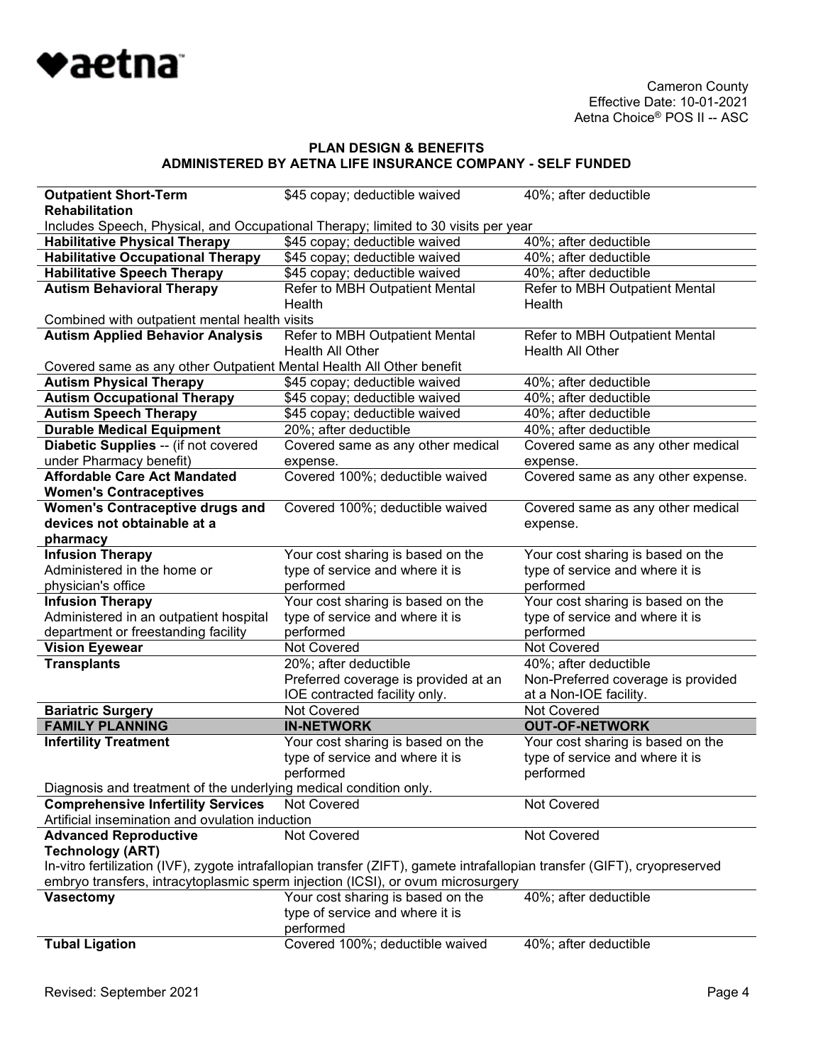**PLAN DESIGN & BENEFITS**
**ADMINISTERED BY AETNA LIFE INSURANCE COMPANY - SELF FUNDED**

| | | |
|---|---|---|
| **Outpatient Short-Term Rehabilitation** | $45 copay; deductible waived | 40%; after deductible |
| Includes Speech, Physical, and Occupational Therapy; limited to 30 visits per year | | |
| **Habilitative Physical Therapy** | $45 copay; deductible waived | 40%; after deductible |
| **Habilitative Occupational Therapy** | $45 copay; deductible waived | 40%; after deductible |
| **Habilitative Speech Therapy** | $45 copay; deductible waived | 40%; after deductible |
| **Autism Behavioral Therapy** | Refer to MBH Outpatient Mental Health | Refer to MBH Outpatient Mental Health |
| Combined with outpatient mental health visits | | |
| **Autism Applied Behavior Analysis** | Refer to MBH Outpatient Mental Health All Other | Refer to MBH Outpatient Mental Health All Other |
| Covered same as any other Outpatient Mental Health All Other benefit | | |
| **Autism Physical Therapy** | $45 copay; deductible waived | 40%; after deductible |
| **Autism Occupational Therapy** | $45 copay; deductible waived | 40%; after deductible |
| **Autism Speech Therapy** | $45 copay; deductible waived | 40%; after deductible |
| **Durable Medical Equipment** | 20%; after deductible | 40%; after deductible |
| **Diabetic Supplies** -- (if not covered under Pharmacy benefit) | Covered same as any other medical expense. | Covered same as any other medical expense. |
| **Affordable Care Act Mandated Women's Contraceptives** | Covered 100%; deductible waived | Covered same as any other expense. |
| **Women's Contraceptive drugs and devices not obtainable at a pharmacy** | Covered 100%; deductible waived | Covered same as any other medical expense. |
| **Infusion Therapy** Administered in the home or physician's office | Your cost sharing is based on the type of service and where it is performed | Your cost sharing is based on the type of service and where it is performed |
| **Infusion Therapy** Administered in an outpatient hospital department or freestanding facility | Your cost sharing is based on the type of service and where it is performed | Your cost sharing is based on the type of service and where it is performed |
| **Vision Eyewear** | Not Covered | Not Covered |
| **Transplants** | 20%; after deductible Preferred coverage is provided at an IOE contracted facility only. | 40%; after deductible Non-Preferred coverage is provided at a Non-IOE facility. |
| **Bariatric Surgery** | Not Covered | Not Covered |
| **FAMILY PLANNING** | **IN-NETWORK** | **OUT-OF-NETWORK** |
| **Infertility Treatment** | Your cost sharing is based on the type of service and where it is performed | Your cost sharing is based on the type of service and where it is performed |
| Diagnosis and treatment of the underlying medical condition only. | | |
| **Comprehensive Infertility Services** | Not Covered | Not Covered |
| Artificial insemination and ovulation induction | | |
| **Advanced Reproductive Technology (ART)** | Not Covered | Not Covered |
| In-vitro fertilization (IVF), zygote intrafallopian transfer (ZIFT), gamete intrafallopian transfer (GIFT), cryopreserved embryo transfers, intracytoplasmic sperm injection (ICSI), or ovum microsurgery | | |
| **Vasectomy** | Your cost sharing is based on the type of service and where it is performed | 40%; after deductible |
| **Tubal Ligation** | Covered 100%; deductible waived | 40%; after deductible |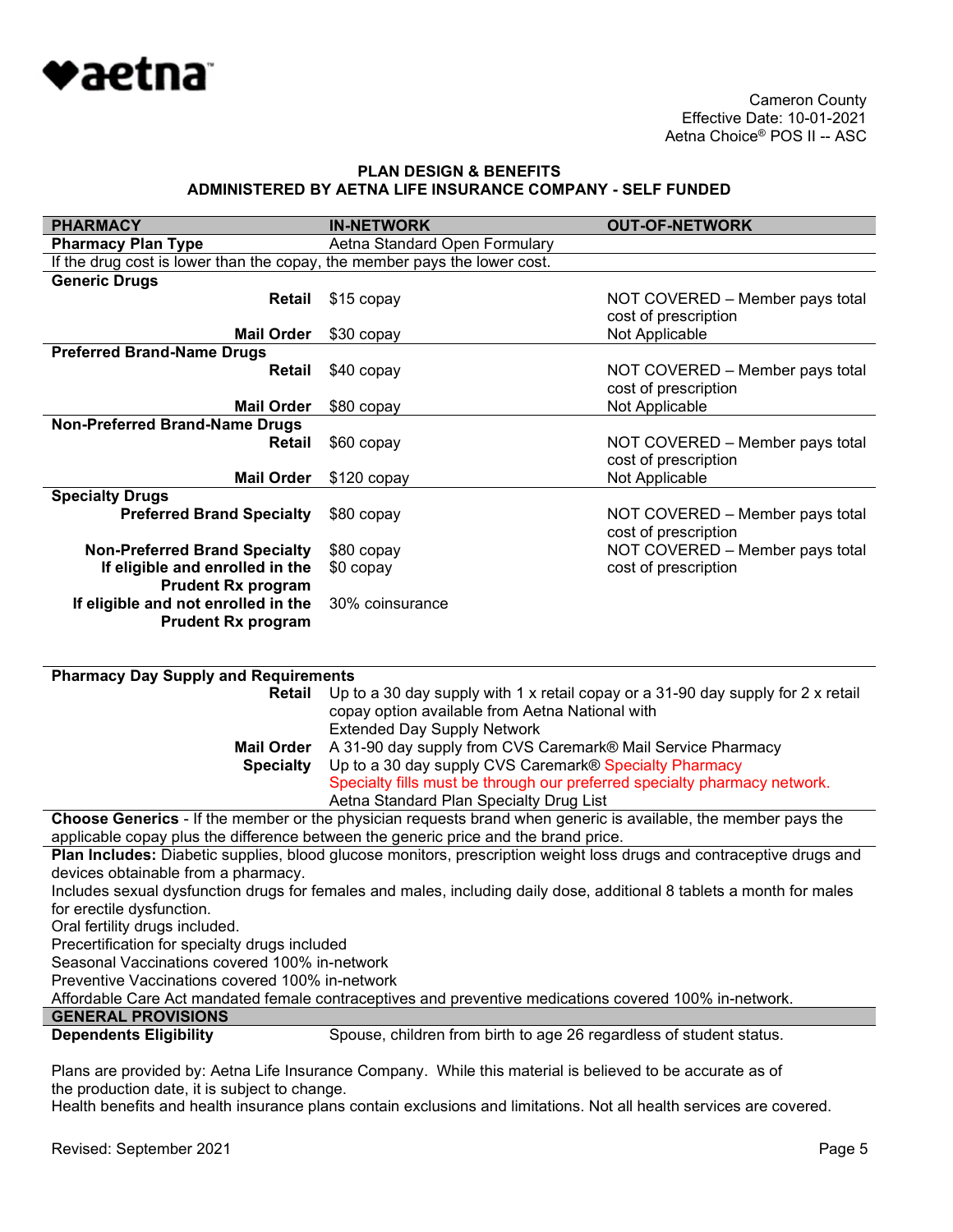Cameron County
Effective Date: 10-01-2021
Aetna Choice® POS II -- ASC

**PLAN DESIGN & BENEFITS**
**ADMINISTERED BY AETNA LIFE INSURANCE COMPANY - SELF FUNDED**

| PHARMACY | IN-NETWORK | OUT-OF-NETWORK |
|---|---|---|
| **Pharmacy Plan Type** | Aetna Standard Open Formulary | |
| If the drug cost is lower than the copay, the member pays the lower cost. | | |
| **Generic Drugs** | | |
| **Retail** | $15 copay | NOT COVERED – Member pays total cost of prescription |
| **Mail Order** | $30 copay | Not Applicable |
| **Preferred Brand-Name Drugs** | | |
| **Retail** | $40 copay | NOT COVERED – Member pays total cost of prescription |
| **Mail Order** | $80 copay | Not Applicable |
| **Non-Preferred Brand-Name Drugs** | | |
| **Retail** | $60 copay | NOT COVERED – Member pays total cost of prescription |
| **Mail Order** | $120 copay | Not Applicable |
| **Specialty Drugs** | | |
| **Preferred Brand Specialty** | $80 copay | NOT COVERED – Member pays total cost of prescription |
| **Non-Preferred Brand Specialty** | $80 copay | NOT COVERED – Member pays total cost of prescription |
| **If eligible and enrolled in the Prudent Rx program** | $0 copay | |
| **If eligible and not enrolled in the Prudent Rx program** | 30% coinsurance | |

| **Pharmacy Day Supply and Requirements** | |
|---|---|
| **Retail** | Up to a 30 day supply with 1 x retail copay or a 31-90 day supply for 2 x retail copay option available from Aetna National with Extended Day Supply Network |
| **Mail Order** | A 31-90 day supply from CVS Caremark® Mail Service Pharmacy |
| **Specialty** | Up to a 30 day supply CVS Caremark® Specialty Pharmacy<br>Specialty fills must be through our preferred specialty pharmacy network.<br>Aetna Standard Plan Specialty Drug List |

**Choose Generics** - If the member or the physician requests brand when generic is available, the member pays the applicable copay plus the difference between the generic price and the brand price.

**Plan Includes:** Diabetic supplies, blood glucose monitors, prescription weight loss drugs and contraceptive drugs and devices obtainable from a pharmacy.
Includes sexual dysfunction drugs for females and males, including daily dose, additional 8 tablets a month for males for erectile dysfunction.
Oral fertility drugs included.
Precertification for specialty drugs included
Seasonal Vaccinations covered 100% in-network
Preventive Vaccinations covered 100% in-network
Affordable Care Act mandated female contraceptives and preventive medications covered 100% in-network.

| GENERAL PROVISIONS | |
|---|---|
| **Dependents Eligibility** | Spouse, children from birth to age 26 regardless of student status. |

Plans are provided by: Aetna Life Insurance Company. While this material is believed to be accurate as of the production date, it is subject to change.
Health benefits and health insurance plans contain exclusions and limitations. Not all health services are covered.

Revised: September 2021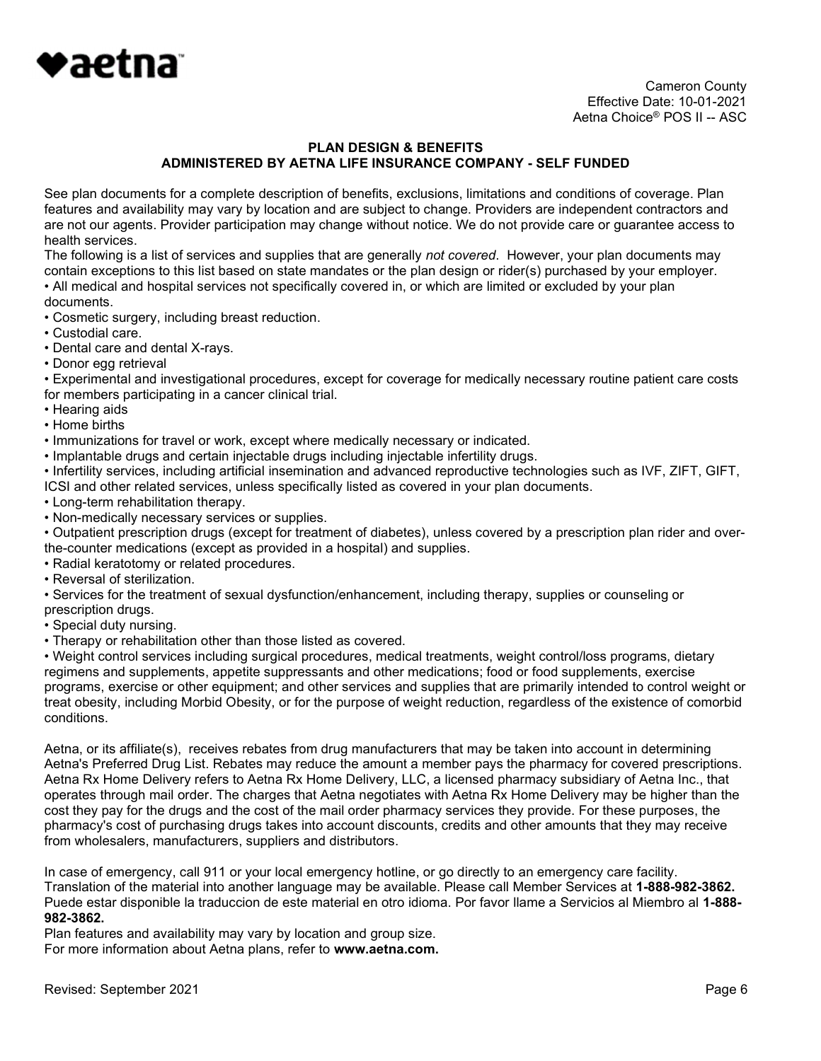Cameron County
Effective Date: 10-01-2021
Aetna Choice® POS II -- ASC

## PLAN DESIGN & BENEFITS
## ADMINISTERED BY AETNA LIFE INSURANCE COMPANY - SELF FUNDED

See plan documents for a complete description of benefits, exclusions, limitations and conditions of coverage. Plan features and availability may vary by location and are subject to change. Providers are independent contractors and are not our agents. Provider participation may change without notice. We do not provide care or guarantee access to health services.

The following is a list of services and supplies that are generally *not covered*. However, your plan documents may contain exceptions to this list based on state mandates or the plan design or rider(s) purchased by your employer.

- All medical and hospital services not specifically covered in, or which are limited or excluded by your plan documents.
- Cosmetic surgery, including breast reduction.
- Custodial care.
- Dental care and dental X-rays.
- Donor egg retrieval
- Experimental and investigational procedures, except for coverage for medically necessary routine patient care costs for members participating in a cancer clinical trial.
- Hearing aids
- Home births
- Immunizations for travel or work, except where medically necessary or indicated.
- Implantable drugs and certain injectable drugs including injectable infertility drugs.
- Infertility services, including artificial insemination and advanced reproductive technologies such as IVF, ZIFT, GIFT, ICSI and other related services, unless specifically listed as covered in your plan documents.
- Long-term rehabilitation therapy.
- Non-medically necessary services or supplies.
- Outpatient prescription drugs (except for treatment of diabetes), unless covered by a prescription plan rider and over-the-counter medications (except as provided in a hospital) and supplies.
- Radial keratotomy or related procedures.
- Reversal of sterilization.
- Services for the treatment of sexual dysfunction/enhancement, including therapy, supplies or counseling or prescription drugs.
- Special duty nursing.
- Therapy or rehabilitation other than those listed as covered.
- Weight control services including surgical procedures, medical treatments, weight control/loss programs, dietary regimens and supplements, appetite suppressants and other medications; food or food supplements, exercise programs, exercise or other equipment; and other services and supplies that are primarily intended to control weight or treat obesity, including Morbid Obesity, or for the purpose of weight reduction, regardless of the existence of comorbid conditions.

Aetna, or its affiliate(s), receives rebates from drug manufacturers that may be taken into account in determining Aetna's Preferred Drug List. Rebates may reduce the amount a member pays the pharmacy for covered prescriptions. Aetna Rx Home Delivery refers to Aetna Rx Home Delivery, LLC, a licensed pharmacy subsidiary of Aetna Inc., that operates through mail order. The charges that Aetna negotiates with Aetna Rx Home Delivery may be higher than the cost they pay for the drugs and the cost of the mail order pharmacy services they provide. For these purposes, the pharmacy's cost of purchasing drugs takes into account discounts, credits and other amounts that they may receive from wholesalers, manufacturers, suppliers and distributors.

In case of emergency, call 911 or your local emergency hotline, or go directly to an emergency care facility.
Translation of the material into another language may be available. Please call Member Services at **1-888-982-3862.**
Puede estar disponible la traduccion de este material en otro idioma. Por favor llame a Servicios al Miembro al **1-888-982-3862.**

Plan features and availability may vary by location and group size.
For more information about Aetna plans, refer to **www.aetna.com.**

Revised: September 2021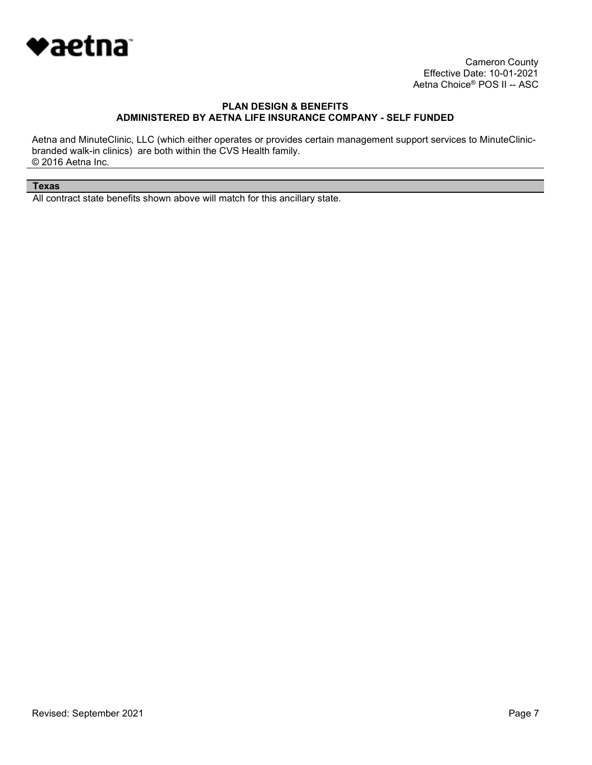Cameron County
Effective Date: 10-01-2021
Aetna Choice® POS II -- ASC

**PLAN DESIGN & BENEFITS**
**ADMINISTERED BY AETNA LIFE INSURANCE COMPANY - SELF FUNDED**

Aetna and MinuteClinic, LLC (which either operates or provides certain management support services to MinuteClinic-branded walk-in clinics) are both within the CVS Health family.
© 2016 Aetna Inc.

| Texas |
| --- |
| All contract state benefits shown above will match for this ancillary state. |

Revised: September 2021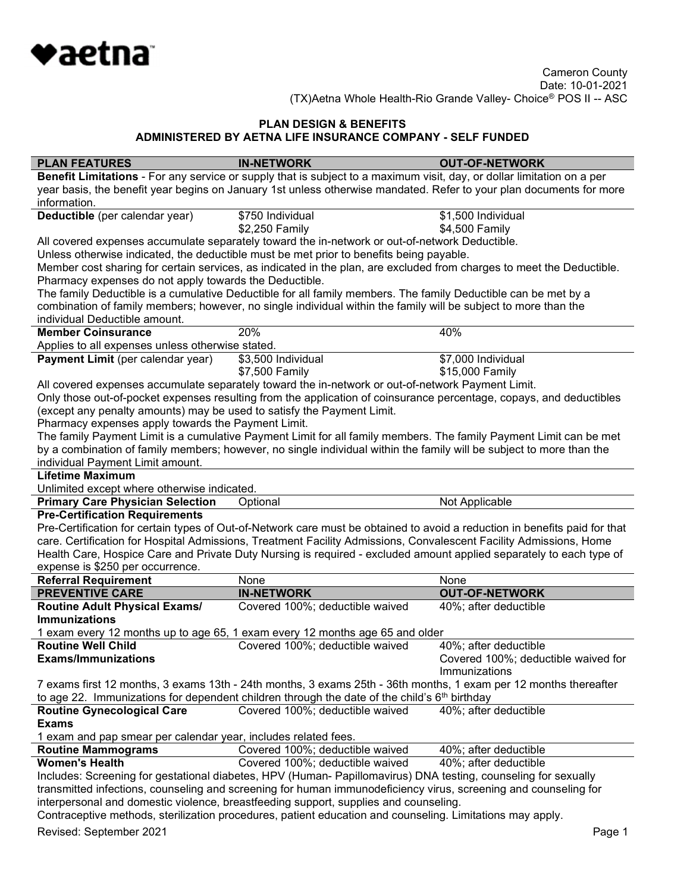♥aetna

Cameron County
Date: 10-01-2021
(TX)Aetna Whole Health-Rio Grande Valley- Choice® POS II -- ASC

**PLAN DESIGN & BENEFITS**
**ADMINISTERED BY AETNA LIFE INSURANCE COMPANY - SELF FUNDED**

| PLAN FEATURES | IN-NETWORK | OUT-OF-NETWORK |
|---|---|---|
| **Benefit Limitations** - For any service or supply that is subject to a maximum visit, day, or dollar limitation on a per year basis, the benefit year begins on January 1st unless otherwise mandated. Refer to your plan documents for more information. | | |
| **Deductible** (per calendar year) | $750 Individual<br>$2,250 Family | $1,500 Individual<br>$4,500 Family |
| All covered expenses accumulate separately toward the in-network or out-of-network Deductible.<br>Unless otherwise indicated, the deductible must be met prior to benefits being payable.<br>Member cost sharing for certain services, as indicated in the plan, are excluded from charges to meet the Deductible.<br>Pharmacy expenses do not apply towards the Deductible.<br>The family Deductible is a cumulative Deductible for all family members. The family Deductible can be met by a combination of family members; however, no single individual within the family will be subject to more than the individual Deductible amount. | | |
| **Member Coinsurance** | 20% | 40% |
| Applies to all expenses unless otherwise stated. | | |
| **Payment Limit** (per calendar year) | $3,500 Individual<br>$7,500 Family | $7,000 Individual<br>$15,000 Family |
| All covered expenses accumulate separately toward the in-network or out-of-network Payment Limit.<br>Only those out-of-pocket expenses resulting from the application of coinsurance percentage, copays, and deductibles (except any penalty amounts) may be used to satisfy the Payment Limit.<br>Pharmacy expenses apply towards the Payment Limit.<br>The family Payment Limit is a cumulative Payment Limit for all family members. The family Payment Limit can be met by a combination of family members; however, no single individual within the family will be subject to more than the individual Payment Limit amount. | | |
| **Lifetime Maximum** | | |
| Unlimited except where otherwise indicated. | | |
| **Primary Care Physician Selection** | Optional | Not Applicable |
| **Pre-Certification Requirements** | | |
| Pre-Certification for certain types of Out-of-Network care must be obtained to avoid a reduction in benefits paid for that care. Certification for Hospital Admissions, Treatment Facility Admissions, Convalescent Facility Admissions, Home Health Care, Hospice Care and Private Duty Nursing is required - excluded amount applied separately to each type of expense is $250 per occurrence. | | |
| **Referral Requirement** | None | None |

| PREVENTIVE CARE | IN-NETWORK | OUT-OF-NETWORK |
|---|---|---|
| **Routine Adult Physical Exams/ Immunizations** | Covered 100%; deductible waived | 40%; after deductible |
| 1 exam every 12 months up to age 65, 1 exam every 12 months age 65 and older | | |
| **Routine Well Child Exams/Immunizations** | Covered 100%; deductible waived | 40%; after deductible<br>Covered 100%; deductible waived for Immunizations |
| 7 exams first 12 months, 3 exams 13th - 24th months, 3 exams 25th - 36th months, 1 exam per 12 months thereafter to age 22. Immunizations for dependent children through the date of the child's 6th birthday | | |
| **Routine Gynecological Care Exams** | Covered 100%; deductible waived | 40%; after deductible |
| 1 exam and pap smear per calendar year, includes related fees. | | |
| **Routine Mammograms** | Covered 100%; deductible waived | 40%; after deductible |
| **Women's Health** | Covered 100%; deductible waived | 40%; after deductible |
| Includes: Screening for gestational diabetes, HPV (Human- Papillomavirus) DNA testing, counseling for sexually transmitted infections, counseling and screening for human immunodeficiency virus, screening and counseling for interpersonal and domestic violence, breastfeeding support, supplies and counseling.<br>Contraceptive methods, sterilization procedures, patient education and counseling. Limitations may apply. | | |

Revised: September 2021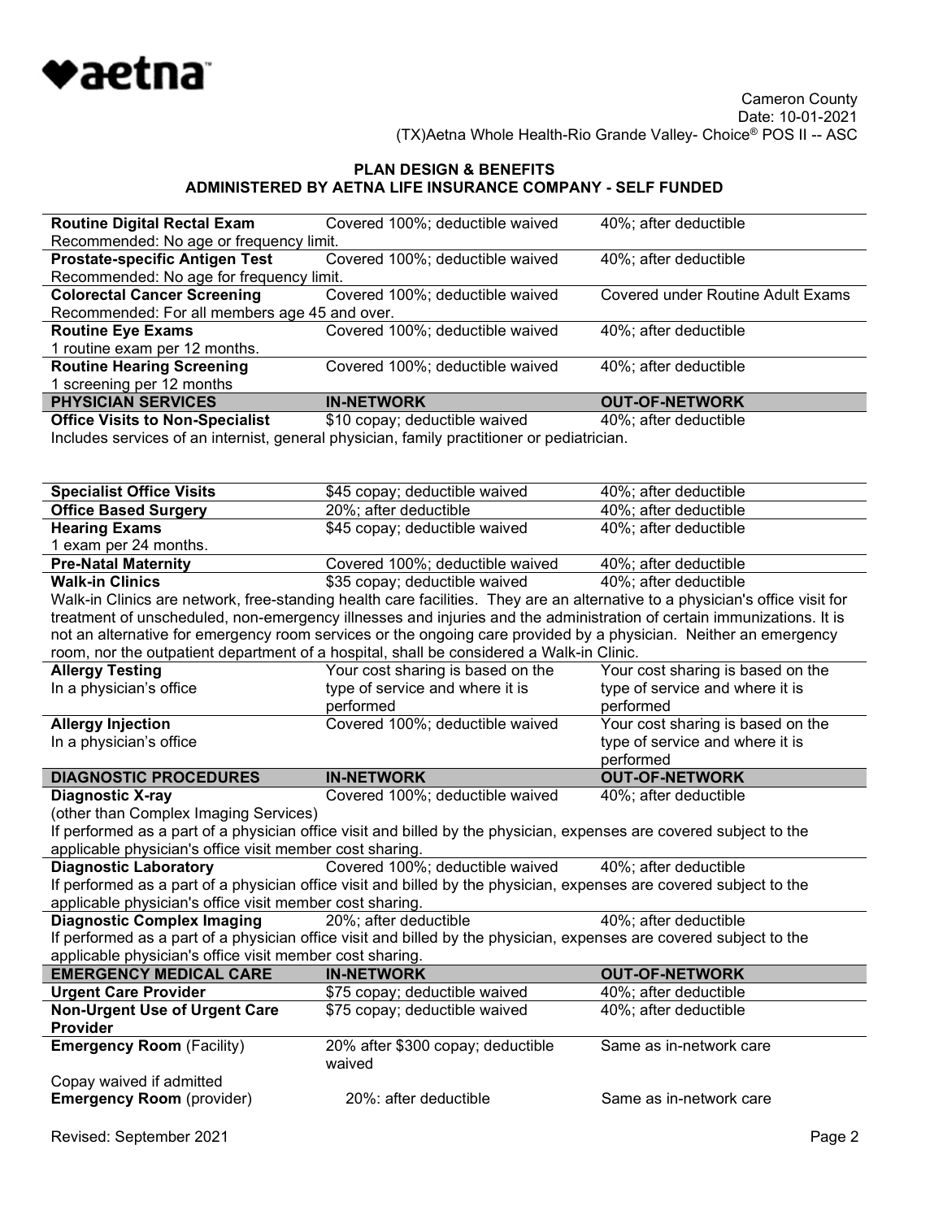Cameron County
Date: 10-01-2021
(TX)Aetna Whole Health-Rio Grande Valley- Choice® POS II -- ASC

## PLAN DESIGN & BENEFITS
## ADMINISTERED BY AETNA LIFE INSURANCE COMPANY - SELF FUNDED

| | | |
|---|---|---|
| **Routine Digital Rectal Exam** | Covered 100%; deductible waived | 40%; after deductible |
| Recommended: No age or frequency limit. | | |
| **Prostate-specific Antigen Test** | Covered 100%; deductible waived | 40%; after deductible |
| Recommended: No age for frequency limit. | | |
| **Colorectal Cancer Screening** | Covered 100%; deductible waived | Covered under Routine Adult Exams |
| Recommended: For all members age 45 and over. | | |
| **Routine Eye Exams** | Covered 100%; deductible waived | 40%; after deductible |
| 1 routine exam per 12 months. | | |
| **Routine Hearing Screening** | Covered 100%; deductible waived | 40%; after deductible |
| 1 screening per 12 months | | |
| **PHYSICIAN SERVICES** | **IN-NETWORK** | **OUT-OF-NETWORK** |
| **Office Visits to Non-Specialist** | $10 copay; deductible waived | 40%; after deductible |
| Includes services of an internist, general physician, family practitioner or pediatrician. | | |
| **Specialist Office Visits** | $45 copay; deductible waived | 40%; after deductible |
| **Office Based Surgery** | 20%; after deductible | 40%; after deductible |
| **Hearing Exams**<br>1 exam per 24 months. | $45 copay; deductible waived | 40%; after deductible |
| **Pre-Natal Maternity** | Covered 100%; deductible waived | 40%; after deductible |
| **Walk-in Clinics** | $35 copay; deductible waived | 40%; after deductible |
| Walk-in Clinics are network, free-standing health care facilities. They are an alternative to a physician's office visit for treatment of unscheduled, non-emergency illnesses and injuries and the administration of certain immunizations. It is not an alternative for emergency room services or the ongoing care provided by a physician. Neither an emergency room, nor the outpatient department of a hospital, shall be considered a Walk-in Clinic. | | |
| **Allergy Testing**<br>In a physician's office | Your cost sharing is based on the type of service and where it is performed | Your cost sharing is based on the type of service and where it is performed |
| **Allergy Injection**<br>In a physician's office | Covered 100%; deductible waived | Your cost sharing is based on the type of service and where it is performed |
| **DIAGNOSTIC PROCEDURES** | **IN-NETWORK** | **OUT-OF-NETWORK** |
| **Diagnostic X-ray**<br>(other than Complex Imaging Services) | Covered 100%; deductible waived | 40%; after deductible |
| If performed as a part of a physician office visit and billed by the physician, expenses are covered subject to the applicable physician's office visit member cost sharing. | | |
| **Diagnostic Laboratory** | Covered 100%; deductible waived | 40%; after deductible |
| If performed as a part of a physician office visit and billed by the physician, expenses are covered subject to the applicable physician's office visit member cost sharing. | | |
| **Diagnostic Complex Imaging** | 20%; after deductible | 40%; after deductible |
| If performed as a part of a physician office visit and billed by the physician, expenses are covered subject to the applicable physician's office visit member cost sharing. | | |
| **EMERGENCY MEDICAL CARE** | **IN-NETWORK** | **OUT-OF-NETWORK** |
| **Urgent Care Provider** | $75 copay; deductible waived | 40%; after deductible |
| **Non-Urgent Use of Urgent Care Provider** | $75 copay; deductible waived | 40%; after deductible |
| **Emergency Room** (Facility) | 20% after $300 copay; deductible waived | Same as in-network care |
| Copay waived if admitted | | |
| **Emergency Room** (provider) | 20%: after deductible | Same as in-network care |

Revised: September 2021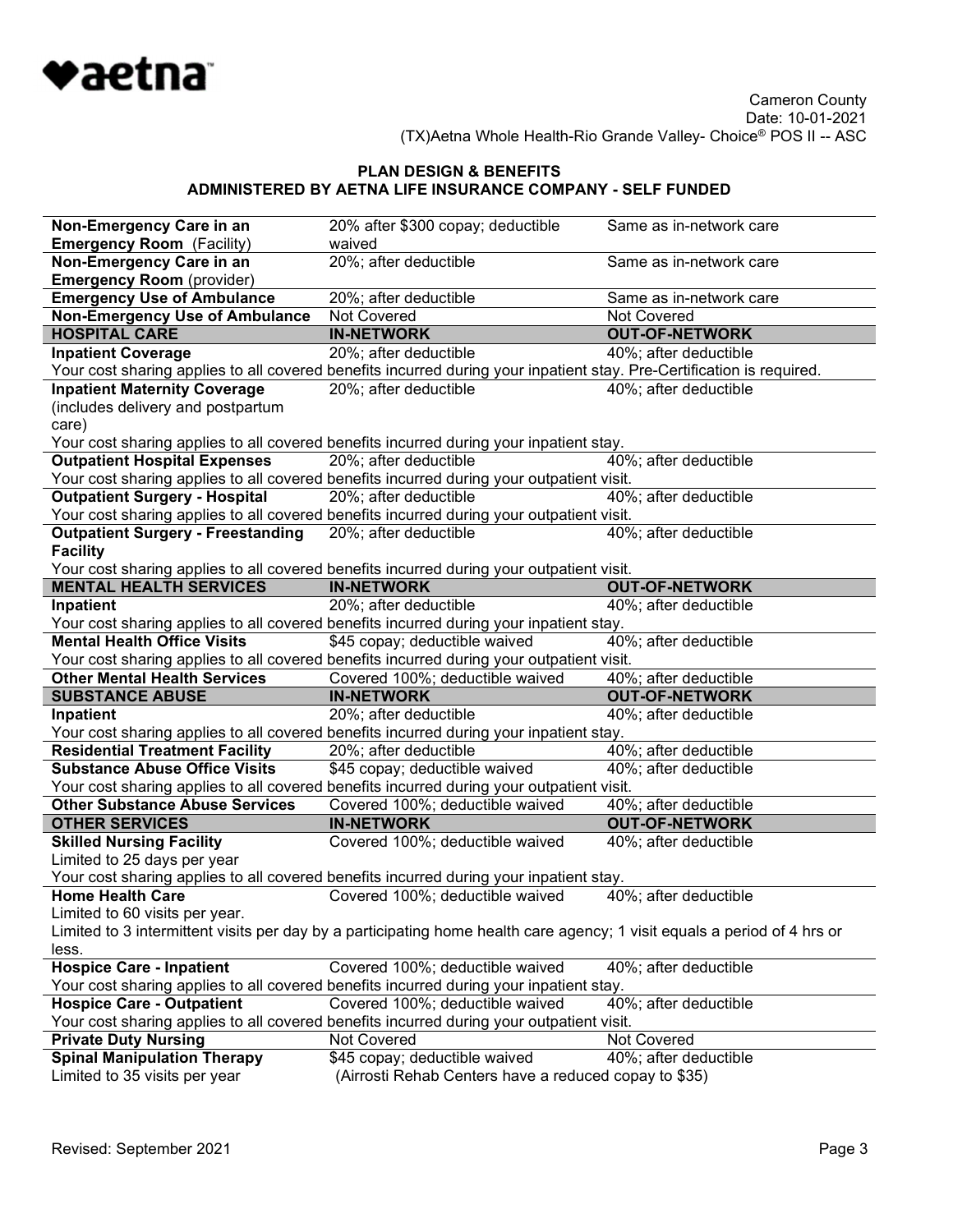Cameron County
Date: 10-01-2021
(TX)Aetna Whole Health-Rio Grande Valley- Choice® POS II -- ASC

**PLAN DESIGN & BENEFITS**
**ADMINISTERED BY AETNA LIFE INSURANCE COMPANY - SELF FUNDED**

| | | |
|---|---|---|
| **Non-Emergency Care in an Emergency Room** (Facility) | 20% after $300 copay; deductible waived | Same as in-network care |
| **Non-Emergency Care in an Emergency Room** (provider) | 20%; after deductible | Same as in-network care |
| **Emergency Use of Ambulance** | 20%; after deductible | Same as in-network care |
| **Non-Emergency Use of Ambulance** | Not Covered | Not Covered |
| **HOSPITAL CARE** | **IN-NETWORK** | **OUT-OF-NETWORK** |
| **Inpatient Coverage** | 20%; after deductible | 40%; after deductible |
| Your cost sharing applies to all covered benefits incurred during your inpatient stay. Pre-Certification is required. | | |
| **Inpatient Maternity Coverage** (includes delivery and postpartum care) | 20%; after deductible | 40%; after deductible |
| Your cost sharing applies to all covered benefits incurred during your inpatient stay. | | |
| **Outpatient Hospital Expenses** | 20%; after deductible | 40%; after deductible |
| Your cost sharing applies to all covered benefits incurred during your outpatient visit. | | |
| **Outpatient Surgery - Hospital** | 20%; after deductible | 40%; after deductible |
| Your cost sharing applies to all covered benefits incurred during your outpatient visit. | | |
| **Outpatient Surgery - Freestanding Facility** | 20%; after deductible | 40%; after deductible |
| Your cost sharing applies to all covered benefits incurred during your outpatient visit. | | |
| **MENTAL HEALTH SERVICES** | **IN-NETWORK** | **OUT-OF-NETWORK** |
| **Inpatient** | 20%; after deductible | 40%; after deductible |
| Your cost sharing applies to all covered benefits incurred during your inpatient stay. | | |
| **Mental Health Office Visits** | $45 copay; deductible waived | 40%; after deductible |
| Your cost sharing applies to all covered benefits incurred during your outpatient visit. | | |
| **Other Mental Health Services** | Covered 100%; deductible waived | 40%; after deductible |
| **SUBSTANCE ABUSE** | **IN-NETWORK** | **OUT-OF-NETWORK** |
| **Inpatient** | 20%; after deductible | 40%; after deductible |
| Your cost sharing applies to all covered benefits incurred during your inpatient stay. | | |
| **Residential Treatment Facility** | 20%; after deductible | 40%; after deductible |
| **Substance Abuse Office Visits** | $45 copay; deductible waived | 40%; after deductible |
| Your cost sharing applies to all covered benefits incurred during your outpatient visit. | | |
| **Other Substance Abuse Services** | Covered 100%; deductible waived | 40%; after deductible |
| **OTHER SERVICES** | **IN-NETWORK** | **OUT-OF-NETWORK** |
| **Skilled Nursing Facility** Limited to 25 days per year | Covered 100%; deductible waived | 40%; after deductible |
| Your cost sharing applies to all covered benefits incurred during your inpatient stay. | | |
| **Home Health Care** Limited to 60 visits per year. | Covered 100%; deductible waived | 40%; after deductible |
| Limited to 3 intermittent visits per day by a participating home health care agency; 1 visit equals a period of 4 hrs or less. | | |
| **Hospice Care - Inpatient** | Covered 100%; deductible waived | 40%; after deductible |
| Your cost sharing applies to all covered benefits incurred during your inpatient stay. | | |
| **Hospice Care - Outpatient** | Covered 100%; deductible waived | 40%; after deductible |
| Your cost sharing applies to all covered benefits incurred during your outpatient visit. | | |
| **Private Duty Nursing** | Not Covered | Not Covered |
| **Spinal Manipulation Therapy** Limited to 35 visits per year | $45 copay; deductible waived (Airrosti Rehab Centers have a reduced copay to $35) | 40%; after deductible |

Revised: September 2021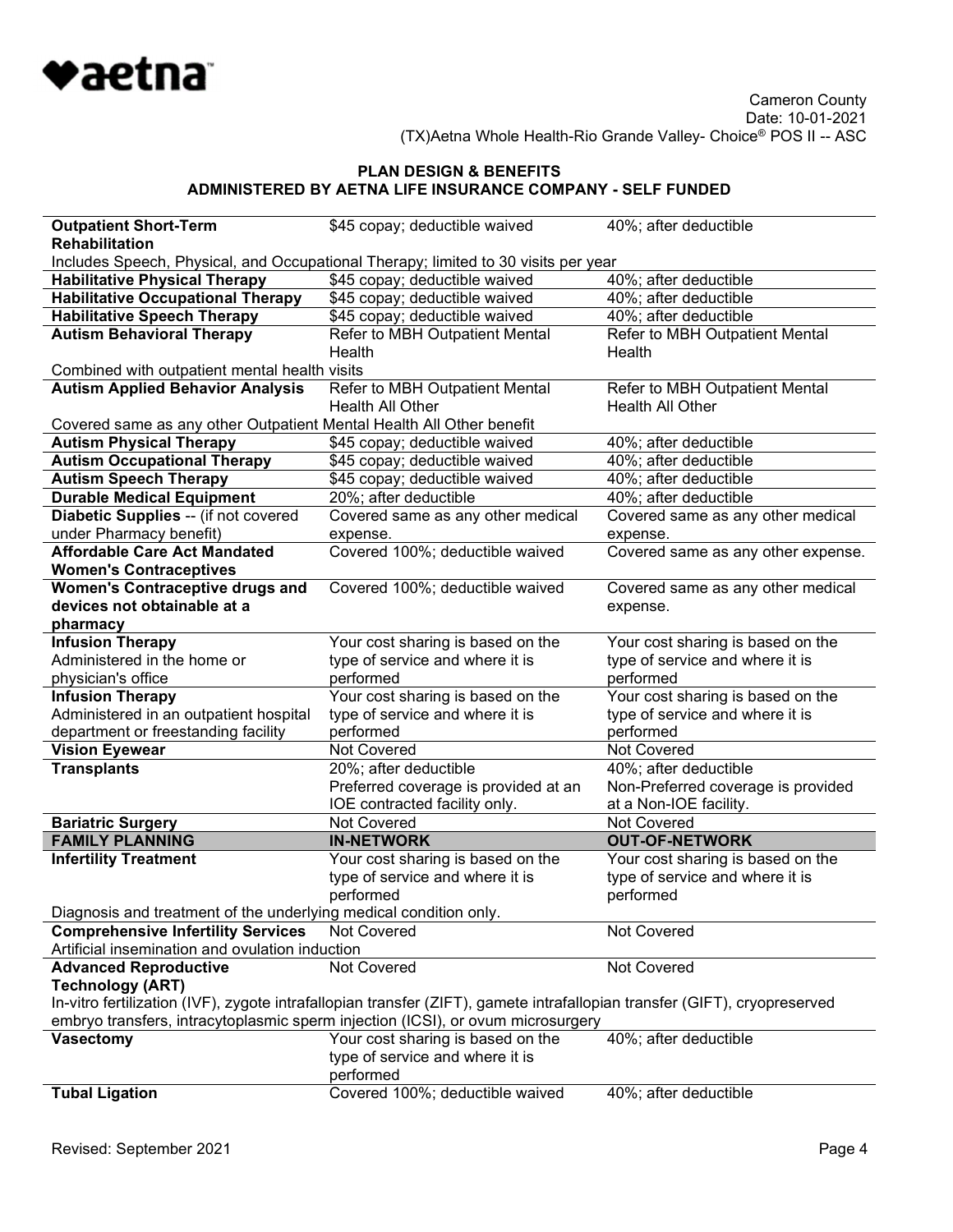Cameron County
Date: 10-01-2021
(TX)Aetna Whole Health-Rio Grande Valley- Choice® POS II -- ASC

**PLAN DESIGN & BENEFITS**
**ADMINISTERED BY AETNA LIFE INSURANCE COMPANY - SELF FUNDED**

| | | |
|---|---|---|
| **Outpatient Short-Term Rehabilitation** | $45 copay; deductible waived | 40%; after deductible |
| Includes Speech, Physical, and Occupational Therapy; limited to 30 visits per year | | |
| **Habilitative Physical Therapy** | $45 copay; deductible waived | 40%; after deductible |
| **Habilitative Occupational Therapy** | $45 copay; deductible waived | 40%; after deductible |
| **Habilitative Speech Therapy** | $45 copay; deductible waived | 40%; after deductible |
| **Autism Behavioral Therapy** | Refer to MBH Outpatient Mental Health | Refer to MBH Outpatient Mental Health |
| Combined with outpatient mental health visits | | |
| **Autism Applied Behavior Analysis** | Refer to MBH Outpatient Mental Health All Other | Refer to MBH Outpatient Mental Health All Other |
| Covered same as any other Outpatient Mental Health All Other benefit | | |
| **Autism Physical Therapy** | $45 copay; deductible waived | 40%; after deductible |
| **Autism Occupational Therapy** | $45 copay; deductible waived | 40%; after deductible |
| **Autism Speech Therapy** | $45 copay; deductible waived | 40%; after deductible |
| **Durable Medical Equipment** | 20%; after deductible | 40%; after deductible |
| **Diabetic Supplies** -- (if not covered under Pharmacy benefit) | Covered same as any other medical expense. | Covered same as any other medical expense. |
| **Affordable Care Act Mandated Women's Contraceptives** | Covered 100%; deductible waived | Covered same as any other expense. |
| **Women's Contraceptive drugs and devices not obtainable at a pharmacy** | Covered 100%; deductible waived | Covered same as any other medical expense. |
| **Infusion Therapy** Administered in the home or physician's office | Your cost sharing is based on the type of service and where it is performed | Your cost sharing is based on the type of service and where it is performed |
| **Infusion Therapy** Administered in an outpatient hospital department or freestanding facility | Your cost sharing is based on the type of service and where it is performed | Your cost sharing is based on the type of service and where it is performed |
| **Vision Eyewear** | Not Covered | Not Covered |
| **Transplants** | 20%; after deductible Preferred coverage is provided at an IOE contracted facility only. | 40%; after deductible Non-Preferred coverage is provided at a Non-IOE facility. |
| **Bariatric Surgery** | Not Covered | Not Covered |
| **FAMILY PLANNING** | **IN-NETWORK** | **OUT-OF-NETWORK** |
| **Infertility Treatment** | Your cost sharing is based on the type of service and where it is performed | Your cost sharing is based on the type of service and where it is performed |
| Diagnosis and treatment of the underlying medical condition only. | | |
| **Comprehensive Infertility Services** | Not Covered | Not Covered |
| Artificial insemination and ovulation induction | | |
| **Advanced Reproductive Technology (ART)** | Not Covered | Not Covered |
| In-vitro fertilization (IVF), zygote intrafallopian transfer (ZIFT), gamete intrafallopian transfer (GIFT), cryopreserved embryo transfers, intracytoplasmic sperm injection (ICSI), or ovum microsurgery | | |
| **Vasectomy** | Your cost sharing is based on the type of service and where it is performed | 40%; after deductible |
| **Tubal Ligation** | Covered 100%; deductible waived | 40%; after deductible |

Revised: September 2021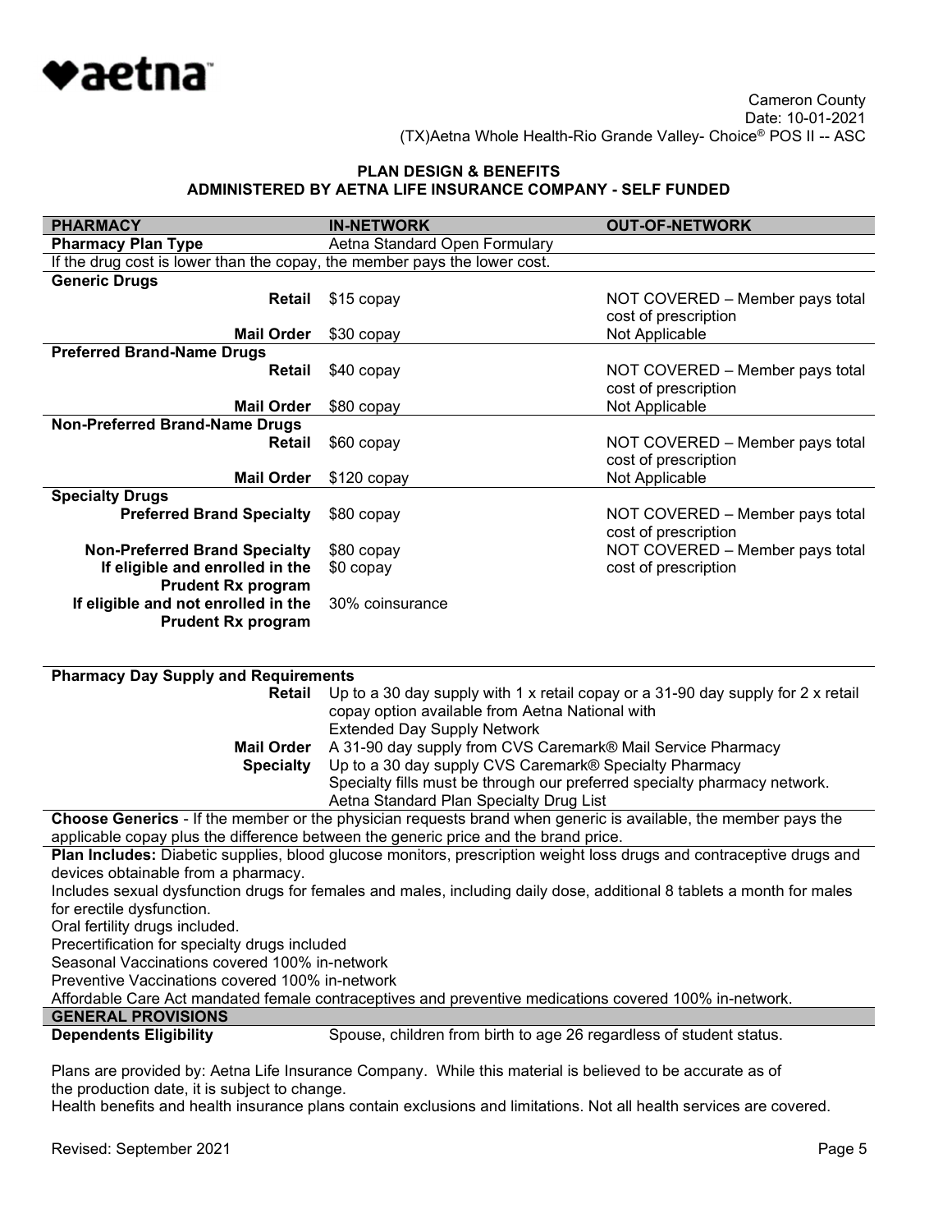Cameron County
Date: 10-01-2021
(TX)Aetna Whole Health-Rio Grande Valley- Choice® POS II -- ASC

## PLAN DESIGN & BENEFITS
## ADMINISTERED BY AETNA LIFE INSURANCE COMPANY - SELF FUNDED

| PHARMACY | IN-NETWORK | OUT-OF-NETWORK |
|---|---|---|
| **Pharmacy Plan Type** | Aetna Standard Open Formulary | |
| If the drug cost is lower than the copay, the member pays the lower cost. | | |
| **Generic Drugs** | | |
| **Retail** | $15 copay | NOT COVERED – Member pays total cost of prescription |
| **Mail Order** | $30 copay | Not Applicable |
| **Preferred Brand-Name Drugs** | | |
| **Retail** | $40 copay | NOT COVERED – Member pays total cost of prescription |
| **Mail Order** | $80 copay | Not Applicable |
| **Non-Preferred Brand-Name Drugs** | | |
| **Retail** | $60 copay | NOT COVERED – Member pays total cost of prescription |
| **Mail Order** | $120 copay | Not Applicable |
| **Specialty Drugs** | | |
| **Preferred Brand Specialty** | $80 copay | NOT COVERED – Member pays total cost of prescription |
| **Non-Preferred Brand Specialty** | $80 copay | NOT COVERED – Member pays total cost of prescription |
| **If eligible and enrolled in the Prudent Rx program** | $0 copay | |
| **If eligible and not enrolled in the Prudent Rx program** | 30% coinsurance | |

| **Pharmacy Day Supply and Requirements** | |
|---|---|
| **Retail** | Up to a 30 day supply with 1 x retail copay or a 31-90 day supply for 2 x retail copay option available from Aetna National with Extended Day Supply Network |
| **Mail Order** | A 31-90 day supply from CVS Caremark® Mail Service Pharmacy |
| **Specialty** | Up to a 30 day supply CVS Caremark® Specialty Pharmacy<br>Specialty fills must be through our preferred specialty pharmacy network.<br>Aetna Standard Plan Specialty Drug List |

**Choose Generics** - If the member or the physician requests brand when generic is available, the member pays the applicable copay plus the difference between the generic price and the brand price.

**Plan Includes:** Diabetic supplies, blood glucose monitors, prescription weight loss drugs and contraceptive drugs and devices obtainable from a pharmacy.
Includes sexual dysfunction drugs for females and males, including daily dose, additional 8 tablets a month for males for erectile dysfunction.
Oral fertility drugs included.
Precertification for specialty drugs included
Seasonal Vaccinations covered 100% in-network
Preventive Vaccinations covered 100% in-network
Affordable Care Act mandated female contraceptives and preventive medications covered 100% in-network.

| GENERAL PROVISIONS | |
|---|---|
| **Dependents Eligibility** | Spouse, children from birth to age 26 regardless of student status. |

Plans are provided by: Aetna Life Insurance Company. While this material is believed to be accurate as of the production date, it is subject to change.
Health benefits and health insurance plans contain exclusions and limitations. Not all health services are covered.

Revised: September 2021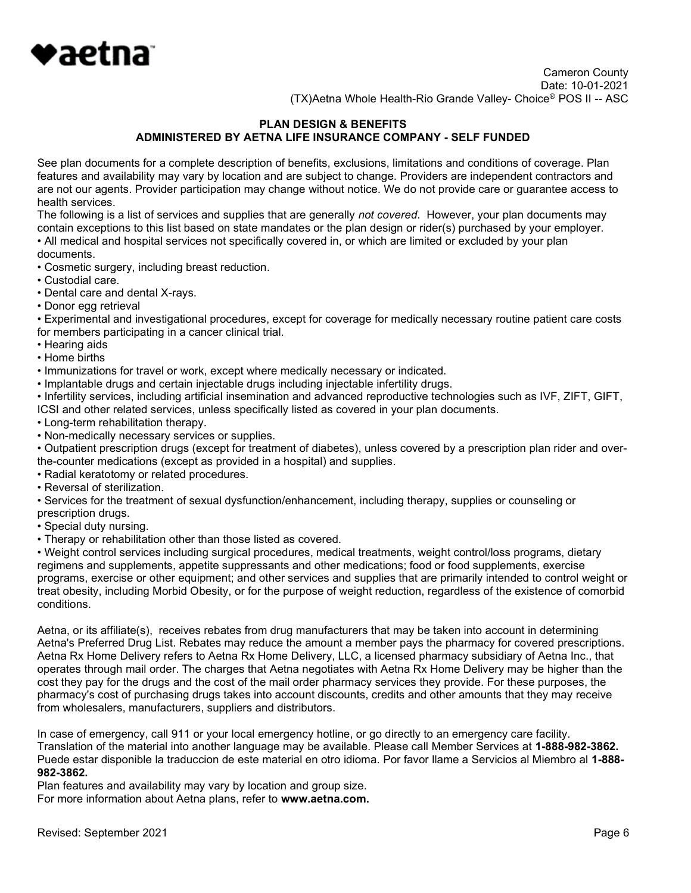Cameron County
Date: 10-01-2021
(TX)Aetna Whole Health-Rio Grande Valley- Choice® POS II -- ASC

## PLAN DESIGN & BENEFITS
## ADMINISTERED BY AETNA LIFE INSURANCE COMPANY - SELF FUNDED

See plan documents for a complete description of benefits, exclusions, limitations and conditions of coverage. Plan features and availability may vary by location and are subject to change. Providers are independent contractors and are not our agents. Provider participation may change without notice. We do not provide care or guarantee access to health services.

The following is a list of services and supplies that are generally *not covered*. However, your plan documents may contain exceptions to this list based on state mandates or the plan design or rider(s) purchased by your employer.

- All medical and hospital services not specifically covered in, or which are limited or excluded by your plan documents.
- Cosmetic surgery, including breast reduction.
- Custodial care.
- Dental care and dental X-rays.
- Donor egg retrieval
- Experimental and investigational procedures, except for coverage for medically necessary routine patient care costs for members participating in a cancer clinical trial.
- Hearing aids
- Home births
- Immunizations for travel or work, except where medically necessary or indicated.
- Implantable drugs and certain injectable drugs including injectable infertility drugs.
- Infertility services, including artificial insemination and advanced reproductive technologies such as IVF, ZIFT, GIFT, ICSI and other related services, unless specifically listed as covered in your plan documents.
- Long-term rehabilitation therapy.
- Non-medically necessary services or supplies.
- Outpatient prescription drugs (except for treatment of diabetes), unless covered by a prescription plan rider and over-the-counter medications (except as provided in a hospital) and supplies.
- Radial keratotomy or related procedures.
- Reversal of sterilization.
- Services for the treatment of sexual dysfunction/enhancement, including therapy, supplies or counseling or prescription drugs.
- Special duty nursing.
- Therapy or rehabilitation other than those listed as covered.
- Weight control services including surgical procedures, medical treatments, weight control/loss programs, dietary regimens and supplements, appetite suppressants and other medications; food or food supplements, exercise programs, exercise or other equipment; and other services and supplies that are primarily intended to control weight or treat obesity, including Morbid Obesity, or for the purpose of weight reduction, regardless of the existence of comorbid conditions.

Aetna, or its affiliate(s), receives rebates from drug manufacturers that may be taken into account in determining Aetna's Preferred Drug List. Rebates may reduce the amount a member pays the pharmacy for covered prescriptions. Aetna Rx Home Delivery refers to Aetna Rx Home Delivery, LLC, a licensed pharmacy subsidiary of Aetna Inc., that operates through mail order. The charges that Aetna negotiates with Aetna Rx Home Delivery may be higher than the cost they pay for the drugs and the cost of the mail order pharmacy services they provide. For these purposes, the pharmacy's cost of purchasing drugs takes into account discounts, credits and other amounts that they may receive from wholesalers, manufacturers, suppliers and distributors.

In case of emergency, call 911 or your local emergency hotline, or go directly to an emergency care facility.
Translation of the material into another language may be available. Please call Member Services at **1-888-982-3862.**
Puede estar disponible la traduccion de este material en otro idioma. Por favor llame a Servicios al Miembro al **1-888-982-3862.**

Plan features and availability may vary by location and group size.
For more information about Aetna plans, refer to **www.aetna.com.**

Revised: September 2021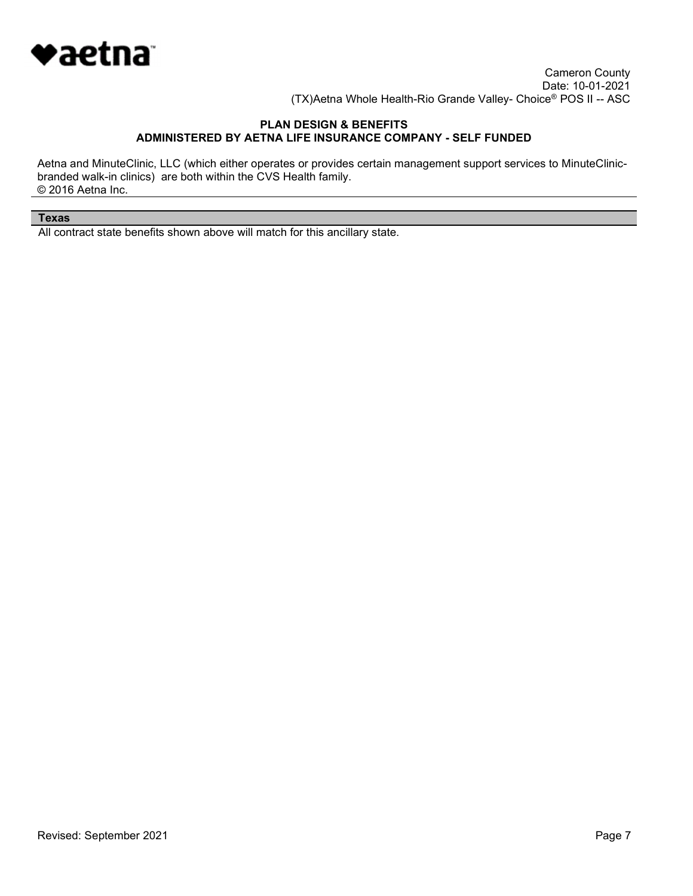Cameron County
Date: 10-01-2021
(TX)Aetna Whole Health-Rio Grande Valley- Choice® POS II -- ASC

**PLAN DESIGN & BENEFITS**
**ADMINISTERED BY AETNA LIFE INSURANCE COMPANY - SELF FUNDED**

Aetna and MinuteClinic, LLC (which either operates or provides certain management support services to MinuteClinic-branded walk-in clinics) are both within the CVS Health family.
© 2016 Aetna Inc.

**Texas**

All contract state benefits shown above will match for this ancillary state.